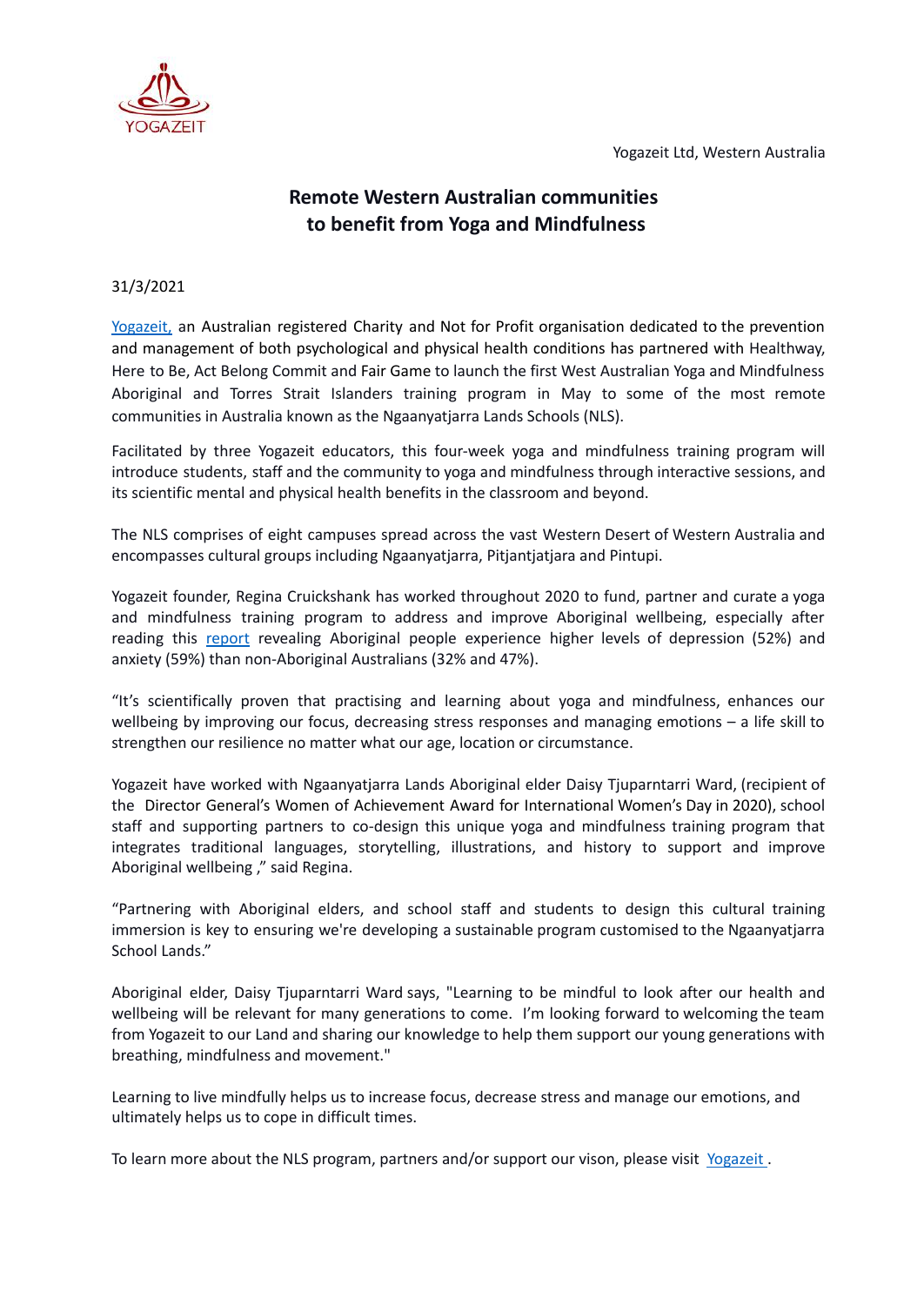YOGAZEIT

Yogazeit Ltd, Western Australia

# Remote Western Australian communities to benefit from Yoga and Mindfulness

31/3/2021

[Yogazeit,](#) an Australian registered Charity and Not for Profit organisation dedicated to the prevention and management of both psychological and physical health conditions has partnered with Healthway, Here to Be, Act Belong Commit and Fair Game to launch the first West Australian Yoga and Mindfulness Aboriginal and Torres Strait Islanders training program in May to some of the most remote communities in Australia known as the Ngaanyatjarra Lands Schools (NLS).

Facilitated by three Yogazeit educators, this four-week yoga and mindfulness training program will introduce students, staff and the community to yoga and mindfulness through interactive sessions, and its scientific mental and physical health benefits in the classroom and beyond.

The NLS comprises of eight campuses spread across the vast Western Desert of Western Australia and encompasses cultural groups including Ngaanyatjarra, Pitjantjatjara and Pintupi.

Yogazeit founder, Regina Cruickshank has worked throughout 2020 to fund, partner and curate a yoga and mindfulness training program to address and improve Aboriginal wellbeing, especially after reading this [report](#) revealing Aboriginal people experience higher levels of depression (52%) and anxiety (59%) than non-Aboriginal Australians (32% and 47%).

"It's scientifically proven that practising and learning about yoga and mindfulness, enhances our wellbeing by improving our focus, decreasing stress responses and managing emotions – a life skill to strengthen our resilience no matter what our age, location or circumstance.

Yogazeit have worked with Ngaanyatjarra Lands Aboriginal elder Daisy Tjuparntarri Ward, (recipient of the Director General's Women of Achievement Award for International Women's Day in 2020), school staff and supporting partners to co-design this unique yoga and mindfulness training program that integrates traditional languages, storytelling, illustrations, and history to support and improve Aboriginal wellbeing ," said Regina.

"Partnering with Aboriginal elders, and school staff and students to design this cultural training immersion is key to ensuring we're developing a sustainable program customised to the Ngaanyatjarra School Lands."

Aboriginal elder, Daisy Tjuparntarri Ward says, "Learning to be mindful to look after our health and wellbeing will be relevant for many generations to come. I'm looking forward to welcoming the team from Yogazeit to our Land and sharing our knowledge to help them support our young generations with breathing, mindfulness and movement."

Learning to live mindfully helps us to increase focus, decrease stress and manage our emotions, and ultimately helps us to cope in difficult times.

To learn more about the NLS program, partners and/or support our vison, please visit [Yogazeit](#) .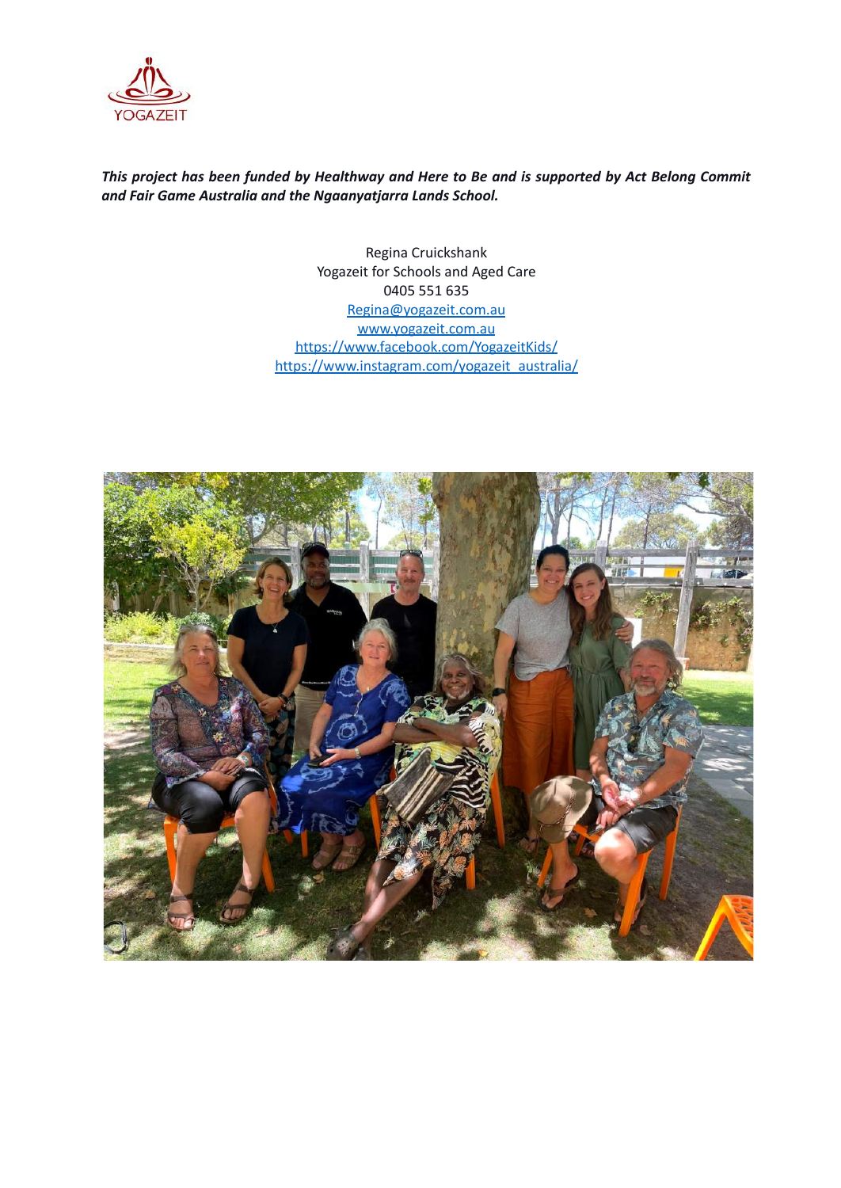YOGAZEIT

***This project has been funded by Healthway and Here to Be and is supported by Act Belong Commit and Fair Game Australia and the Ngaanyatjarra Lands School.***

Regina Cruickshank
Yogazeit for Schools and Aged Care
0405 551 635
Regina@yogazeit.com.au
www.yogazeit.com.au
https://www.facebook.com/YogazeitKids/
https://www.instagram.com/yogazeit_australia/